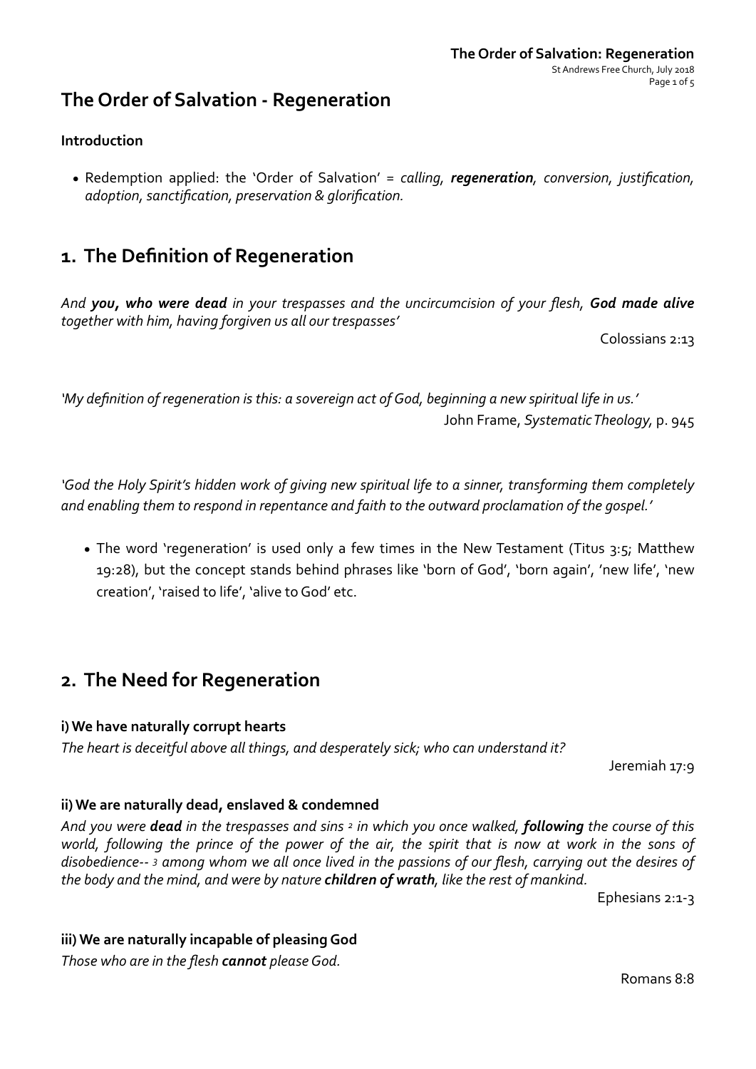# The Order of Salvation - Regeneration

### Introduction

- Redemption applied: the 'Order of Salvation' = *calling*, ***regeneration***, *conversion*, *justification*, *adoption*, *sanctification*, *preservation* & *glorification.*

## 1. The Definition of Regeneration

*And **you, who were dead** in your trespasses and the uncircumcision of your flesh, **God made alive** together with him, having forgiven us all our trespasses'*

Colossians 2:13

*'My definition of regeneration is this: a sovereign act of God, beginning a new spiritual life in us.'*

John Frame, *Systematic Theology*, p. 945

*'God the Holy Spirit's hidden work of giving new spiritual life to a sinner, transforming them completely and enabling them to respond in repentance and faith to the outward proclamation of the gospel.'*

- The word 'regeneration' is used only a few times in the New Testament (Titus 3:5; Matthew 19:28), but the concept stands behind phrases like 'born of God', 'born again', 'new life', 'new creation', 'raised to life', 'alive to God' etc.

## 2. The Need for Regeneration

### i) We have naturally corrupt hearts

*The heart is deceitful above all things, and desperately sick; who can understand it?*

Jeremiah 17:9

### ii) We are naturally dead, enslaved & condemned

*And you were **dead** in the trespasses and sins [2] in which you once walked, **following** the course of this world, following the prince of the power of the air, the spirit that is now at work in the sons of disobedience-- [3] among whom we all once lived in the passions of our flesh, carrying out the desires of the body and the mind, and were by nature **children of wrath**, like the rest of mankind.*

Ephesians 2:1-3

### iii) We are naturally incapable of pleasing God

*Those who are in the flesh **cannot** please God.*

Romans 8:8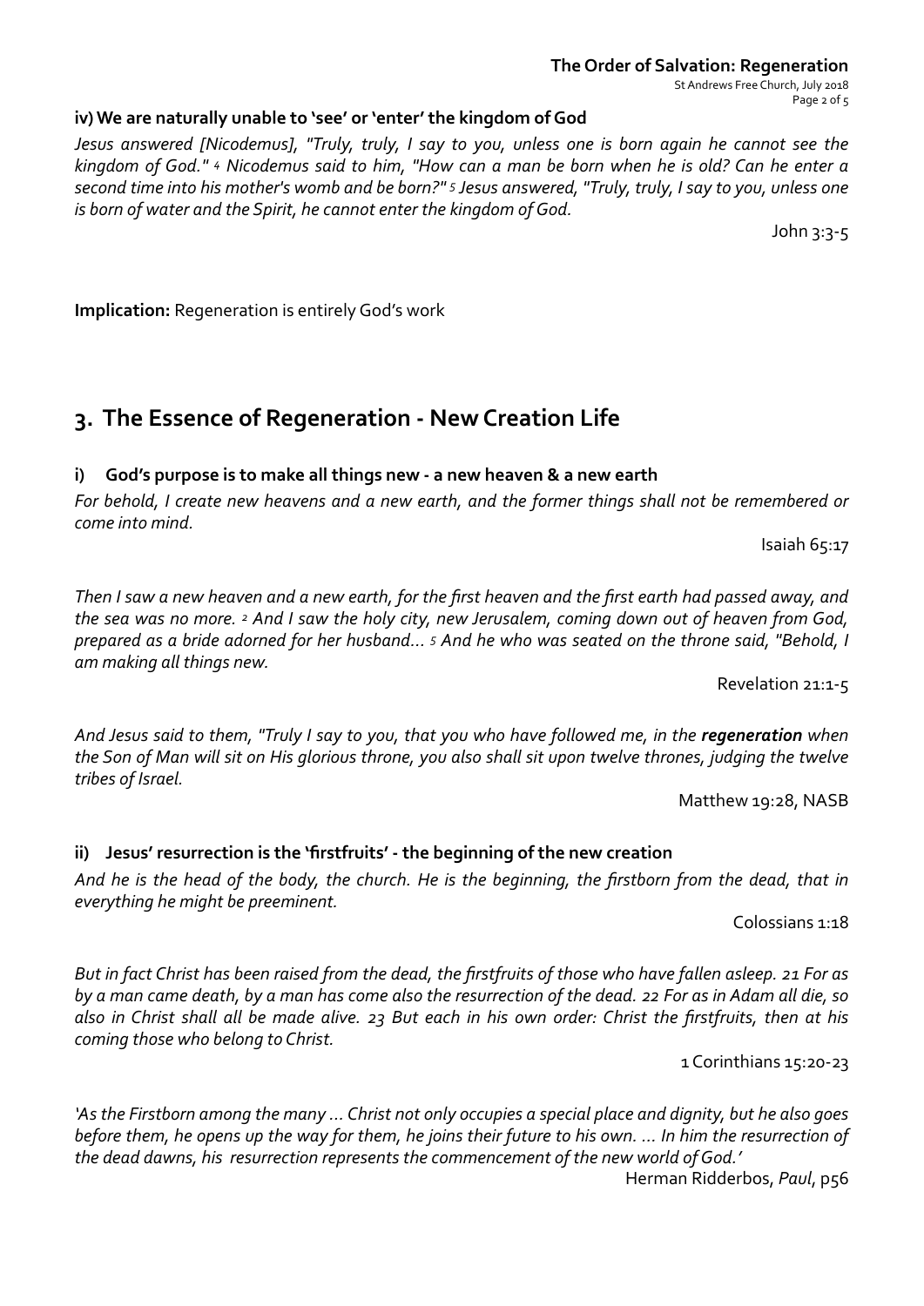#### iv) We are naturally unable to 'see' or 'enter' the kingdom of God

*Jesus answered [Nicodemus], "Truly, truly, I say to you, unless one is born again he cannot see the kingdom of God." 4 Nicodemus said to him, "How can a man be born when he is old? Can he enter a second time into his mother's womb and be born?" 5 Jesus answered, "Truly, truly, I say to you, unless one is born of water and the Spirit, he cannot enter the kingdom of God.*

John 3:3-5

**Implication:** Regeneration is entirely God's work

## 3. The Essence of Regeneration - New Creation Life

#### i) God's purpose is to make all things new - a new heaven & a new earth

*For behold, I create new heavens and a new earth, and the former things shall not be remembered or come into mind.*

Isaiah 65:17

*Then I saw a new heaven and a new earth, for the first heaven and the first earth had passed away, and the sea was no more. 2 And I saw the holy city, new Jerusalem, coming down out of heaven from God, prepared as a bride adorned for her husband… 5 And he who was seated on the throne said, "Behold, I am making all things new.*

Revelation 21:1-5

*And Jesus said to them, "Truly I say to you, that you who have followed me, in the **regeneration** when the Son of Man will sit on His glorious throne, you also shall sit upon twelve thrones, judging the twelve tribes of Israel.*

Matthew 19:28, NASB

#### ii) Jesus' resurrection is the 'firstfruits' - the beginning of the new creation

*And he is the head of the body, the church. He is the beginning, the firstborn from the dead, that in everything he might be preeminent.*

Colossians 1:18

*But in fact Christ has been raised from the dead, the firstfruits of those who have fallen asleep. 21 For as by a man came death, by a man has come also the resurrection of the dead. 22 For as in Adam all die, so also in Christ shall all be made alive. 23 But each in his own order: Christ the firstfruits, then at his coming those who belong to Christ.*

1 Corinthians 15:20-23

*'As the Firstborn among the many … Christ not only occupies a special place and dignity, but he also goes before them, he opens up the way for them, he joins their future to his own. … In him the resurrection of the dead dawns, his resurrection represents the commencement of the new world of God.'*

Herman Ridderbos, *Paul*, p56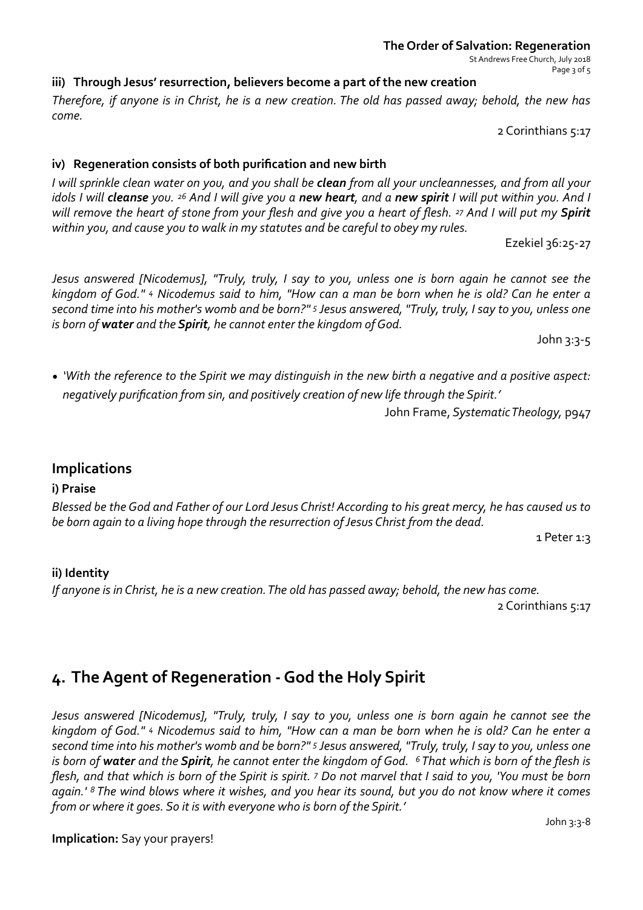### iii) Through Jesus' resurrection, believers become a part of the new creation

*Therefore, if anyone is in Christ, he is a new creation. The old has passed away; behold, the new has come.*

2 Corinthians 5:17

### iv) Regeneration consists of both purification and new birth

*I will sprinkle clean water on you, and you shall be **clean** from all your uncleannesses, and from all your idols I will **cleanse** you. [26] And I will give you a **new heart**, and a **new spirit** I will put within you. And I will remove the heart of stone from your flesh and give you a heart of flesh. [27] And I will put my **Spirit** within you, and cause you to walk in my statutes and be careful to obey my rules.*

Ezekiel 36:25-27

*Jesus answered [Nicodemus], "Truly, truly, I say to you, unless one is born again he cannot see the kingdom of God." [4] Nicodemus said to him, "How can a man be born when he is old? Can he enter a second time into his mother's womb and be born?" [5] Jesus answered, "Truly, truly, I say to you, unless one is born of **water** and the **Spirit**, he cannot enter the kingdom of God.*

John 3:3-5

- *'With the reference to the Spirit we may distinguish in the new birth a negative and a positive aspect: negatively purification from sin, and positively creation of new life through the Spirit.'*

  John Frame, *Systematic Theology,* p947

## Implications

### i) Praise

*Blessed be the God and Father of our Lord Jesus Christ! According to his great mercy, he has caused us to be born again to a living hope through the resurrection of Jesus Christ from the dead.*

1 Peter 1:3

### ii) Identity

*If anyone is in Christ, he is a new creation. The old has passed away; behold, the new has come.*

2 Corinthians 5:17

# 4. The Agent of Regeneration - God the Holy Spirit

*Jesus answered [Nicodemus], "Truly, truly, I say to you, unless one is born again he cannot see the kingdom of God." [4] Nicodemus said to him, "How can a man be born when he is old? Can he enter a second time into his mother's womb and be born?" [5] Jesus answered, "Truly, truly, I say to you, unless one is born of **water** and the **Spirit**, he cannot enter the kingdom of God. [6] That which is born of the flesh is flesh, and that which is born of the Spirit is spirit. [7] Do not marvel that I said to you, 'You must be born again.' [8] The wind blows where it wishes, and you hear its sound, but you do not know where it comes from or where it goes. So it is with everyone who is born of the Spirit.'*

John 3:3-8

**Implication:** Say your prayers!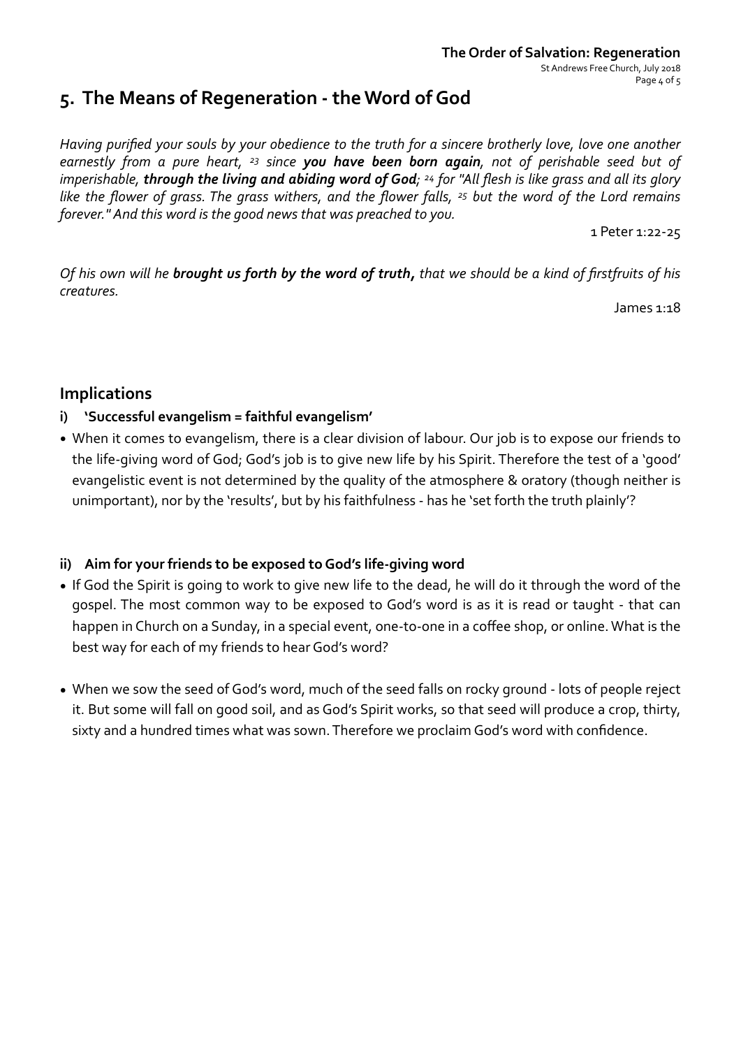## 5. The Means of Regeneration - the Word of God

*Having purified your souls by your obedience to the truth for a sincere brotherly love, love one another earnestly from a pure heart, [23] since* ***you have been born again****, not of perishable seed but of imperishable,* ***through the living and abiding word of God****; [24] for "All flesh is like grass and all its glory like the flower of grass. The grass withers, and the flower falls, [25] but the word of the Lord remains forever." And this word is the good news that was preached to you.*

1 Peter 1:22-25

*Of his own will he* ***brought us forth by the word of truth****, that we should be a kind of firstfruits of his creatures.*

James 1:18

### Implications

**i) 'Successful evangelism = faithful evangelism'**

- When it comes to evangelism, there is a clear division of labour. Our job is to expose our friends to the life-giving word of God; God's job is to give new life by his Spirit. Therefore the test of a 'good' evangelistic event is not determined by the quality of the atmosphere & oratory (though neither is unimportant), nor by the 'results', but by his faithfulness - has he 'set forth the truth plainly'?

**ii) Aim for your friends to be exposed to God's life-giving word**

- If God the Spirit is going to work to give new life to the dead, he will do it through the word of the gospel. The most common way to be exposed to God's word is as it is read or taught - that can happen in Church on a Sunday, in a special event, one-to-one in a coffee shop, or online. What is the best way for each of my friends to hear God's word?
- When we sow the seed of God's word, much of the seed falls on rocky ground - lots of people reject it. But some will fall on good soil, and as God's Spirit works, so that seed will produce a crop, thirty, sixty and a hundred times what was sown. Therefore we proclaim God's word with confidence.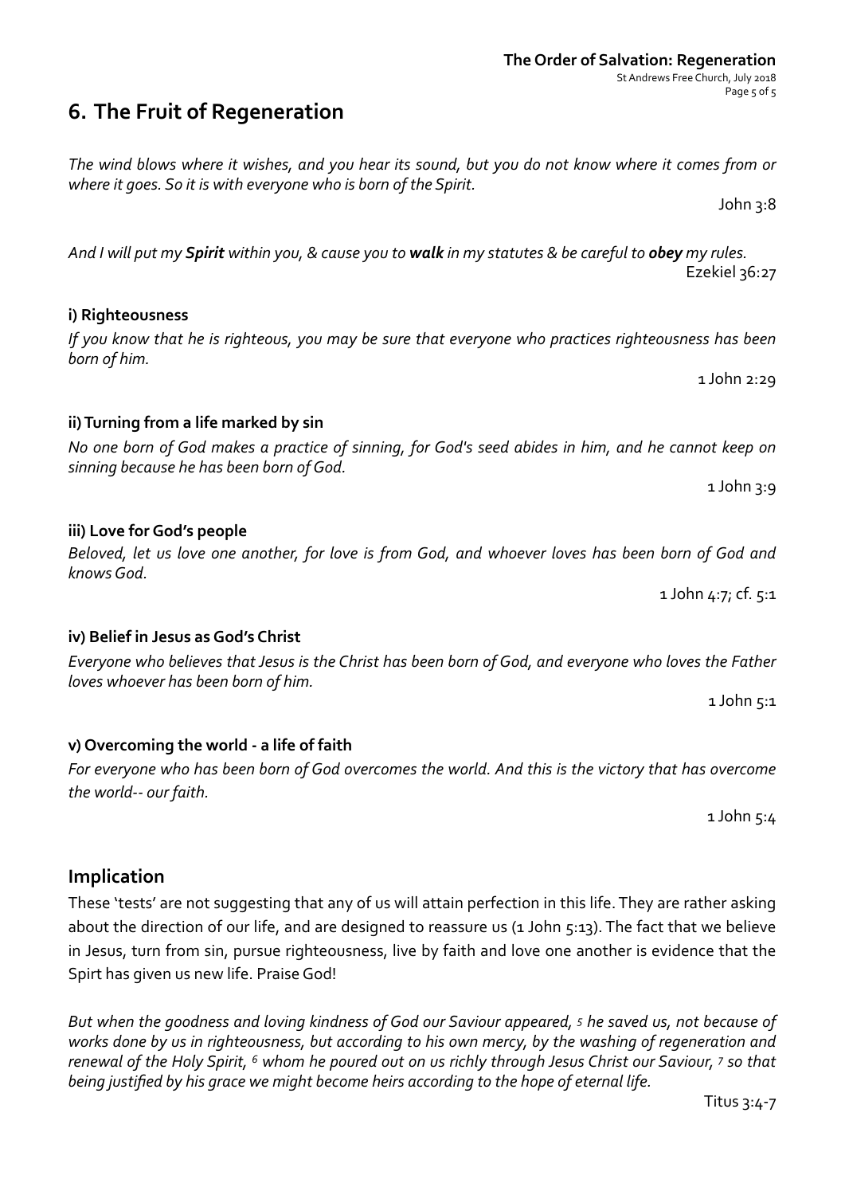# 6. The Fruit of Regeneration

*The wind blows where it wishes, and you hear its sound, but you do not know where it comes from or where it goes. So it is with everyone who is born of the Spirit.*

John 3:8

*And I will put my **Spirit** within you, & cause you to **walk** in my statutes & be careful to **obey** my rules.*

Ezekiel 36:27

**i) Righteousness**

*If you know that he is righteous, you may be sure that everyone who practices righteousness has been born of him.*

1 John 2:29

**ii) Turning from a life marked by sin**

*No one born of God makes a practice of sinning, for God's seed abides in him, and he cannot keep on sinning because he has been born of God.*

1 John 3:9

**iii) Love for God's people**

*Beloved, let us love one another, for love is from God, and whoever loves has been born of God and knows God.*

1 John 4:7; cf. 5:1

**iv) Belief in Jesus as God's Christ**

*Everyone who believes that Jesus is the Christ has been born of God, and everyone who loves the Father loves whoever has been born of him.*

1 John 5:1

**v) Overcoming the world - a life of faith**

*For everyone who has been born of God overcomes the world. And this is the victory that has overcome the world-- our faith.*

1 John 5:4

## Implication

These 'tests' are not suggesting that any of us will attain perfection in this life. They are rather asking about the direction of our life, and are designed to reassure us (1 John 5:13). The fact that we believe in Jesus, turn from sin, pursue righteousness, live by faith and love one another is evidence that the Spirt has given us new life. Praise God!

*But when the goodness and loving kindness of God our Saviour appeared, [5] he saved us, not because of works done by us in righteousness, but according to his own mercy, by the washing of regeneration and renewal of the Holy Spirit, [6] whom he poured out on us richly through Jesus Christ our Saviour, [7] so that being justified by his grace we might become heirs according to the hope of eternal life.*

Titus 3:4-7